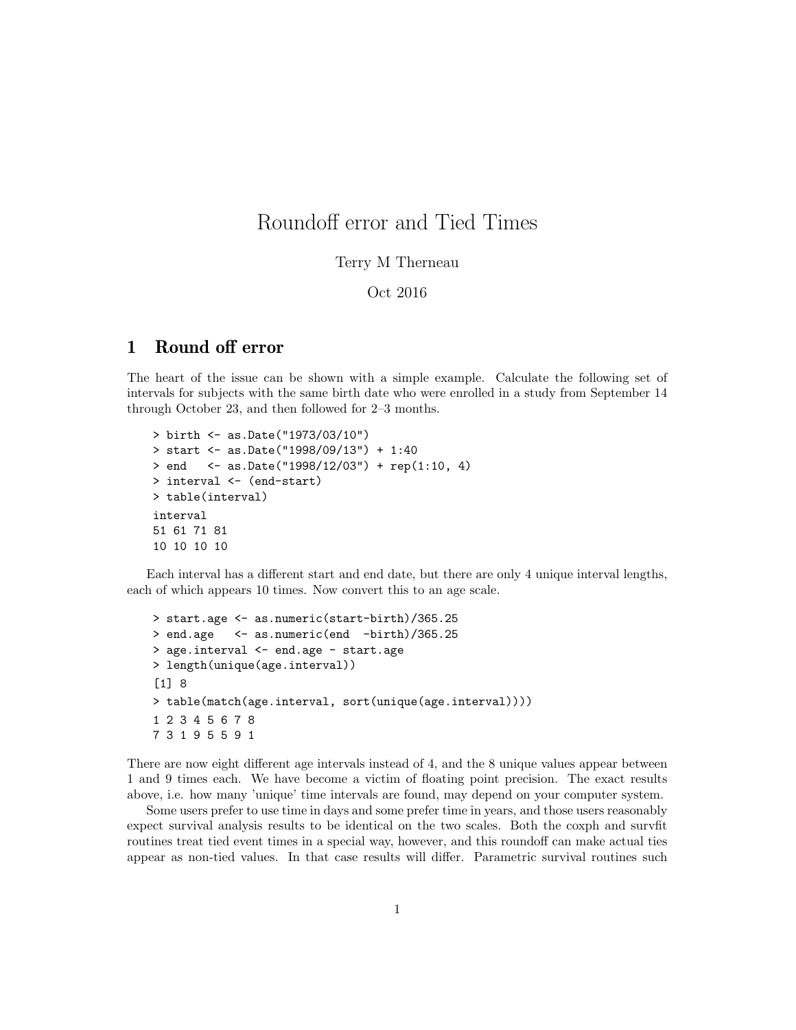# Roundoff error and Tied Times

Terry M Therneau

Oct 2016

## 1 Round off error

The heart of the issue can be shown with a simple example. Calculate the following set of intervals for subjects with the same birth date who were enrolled in a study from September 14 through October 23, and then followed for 2–3 months.

```
> birth <- as.Date("1973/03/10")
> start <- as.Date("1998/09/13") + 1:40
> end   <- as.Date("1998/12/03") + rep(1:10, 4)
> interval <- (end-start)
> table(interval)
interval
51 61 71 81
10 10 10 10
```

Each interval has a different start and end date, but there are only 4 unique interval lengths, each of which appears 10 times. Now convert this to an age scale.

```
> start.age <- as.numeric(start-birth)/365.25
> end.age   <- as.numeric(end  -birth)/365.25
> age.interval <- end.age - start.age
> length(unique(age.interval))
[1] 8
> table(match(age.interval, sort(unique(age.interval))))
1 2 3 4 5 6 7 8
7 3 1 9 5 5 9 1
```

There are now eight different age intervals instead of 4, and the 8 unique values appear between 1 and 9 times each. We have become a victim of floating point precision. The exact results above, i.e. how many 'unique' time intervals are found, may depend on your computer system.

Some users prefer to use time in days and some prefer time in years, and those users reasonably expect survival analysis results to be identical on the two scales. Both the coxph and survfit routines treat tied event times in a special way, however, and this roundoff can make actual ties appear as non-tied values. In that case results will differ. Parametric survival routines such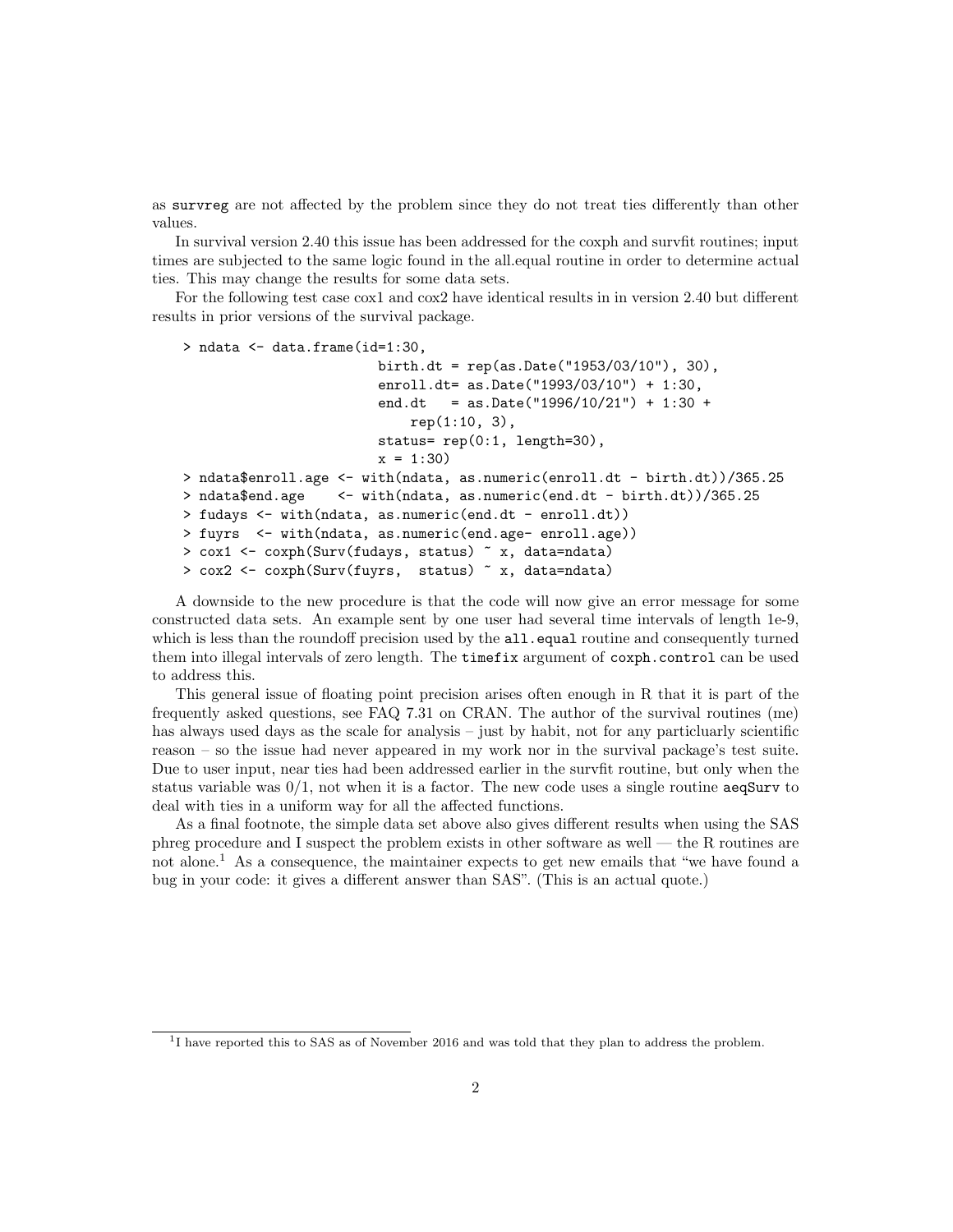as survreg are not affected by the problem since they do not treat ties differently than other values.

In survival version 2.40 this issue has been addressed for the coxph and survfit routines; input times are subjected to the same logic found in the all.equal routine in order to determine actual ties. This may change the results for some data sets.

For the following test case cox1 and cox2 have identical results in in version 2.40 but different results in prior versions of the survival package.

```
> ndata <- data.frame(id=1:30,
                       birth.dt = rep(as.Date("1953/03/10"), 30),
                       enroll.dt= as.Date("1993/03/10") + 1:30,
                       end.dt   = as.Date("1996/10/21") + 1:30 +
                           rep(1:10, 3),
                       status= rep(0:1, length=30),
                       x = 1:30)
> ndata$enroll.age <- with(ndata, as.numeric(enroll.dt - birth.dt))/365.25
> ndata$end.age    <- with(ndata, as.numeric(end.dt - birth.dt))/365.25
> fudays <- with(ndata, as.numeric(end.dt - enroll.dt))
> fuyrs  <- with(ndata, as.numeric(end.age- enroll.age))
> cox1 <- coxph(Surv(fudays, status) ~ x, data=ndata)
> cox2 <- coxph(Surv(fuyrs,  status) ~ x, data=ndata)
```

A downside to the new procedure is that the code will now give an error message for some constructed data sets. An example sent by one user had several time intervals of length 1e-9, which is less than the roundoff precision used by the all.equal routine and consequently turned them into illegal intervals of zero length. The timefix argument of coxph.control can be used to address this.

This general issue of floating point precision arises often enough in R that it is part of the frequently asked questions, see FAQ 7.31 on CRAN. The author of the survival routines (me) has always used days as the scale for analysis – just by habit, not for any particluarly scientific reason – so the issue had never appeared in my work nor in the survival package's test suite. Due to user input, near ties had been addressed earlier in the survfit routine, but only when the status variable was 0/1, not when it is a factor. The new code uses a single routine aeqSurv to deal with ties in a uniform way for all the affected functions.

As a final footnote, the simple data set above also gives different results when using the SAS phreg procedure and I suspect the problem exists in other software as well — the R routines are not alone.[1] As a consequence, the maintainer expects to get new emails that "we have found a bug in your code: it gives a different answer than SAS". (This is an actual quote.)

[1] I have reported this to SAS as of November 2016 and was told that they plan to address the problem.